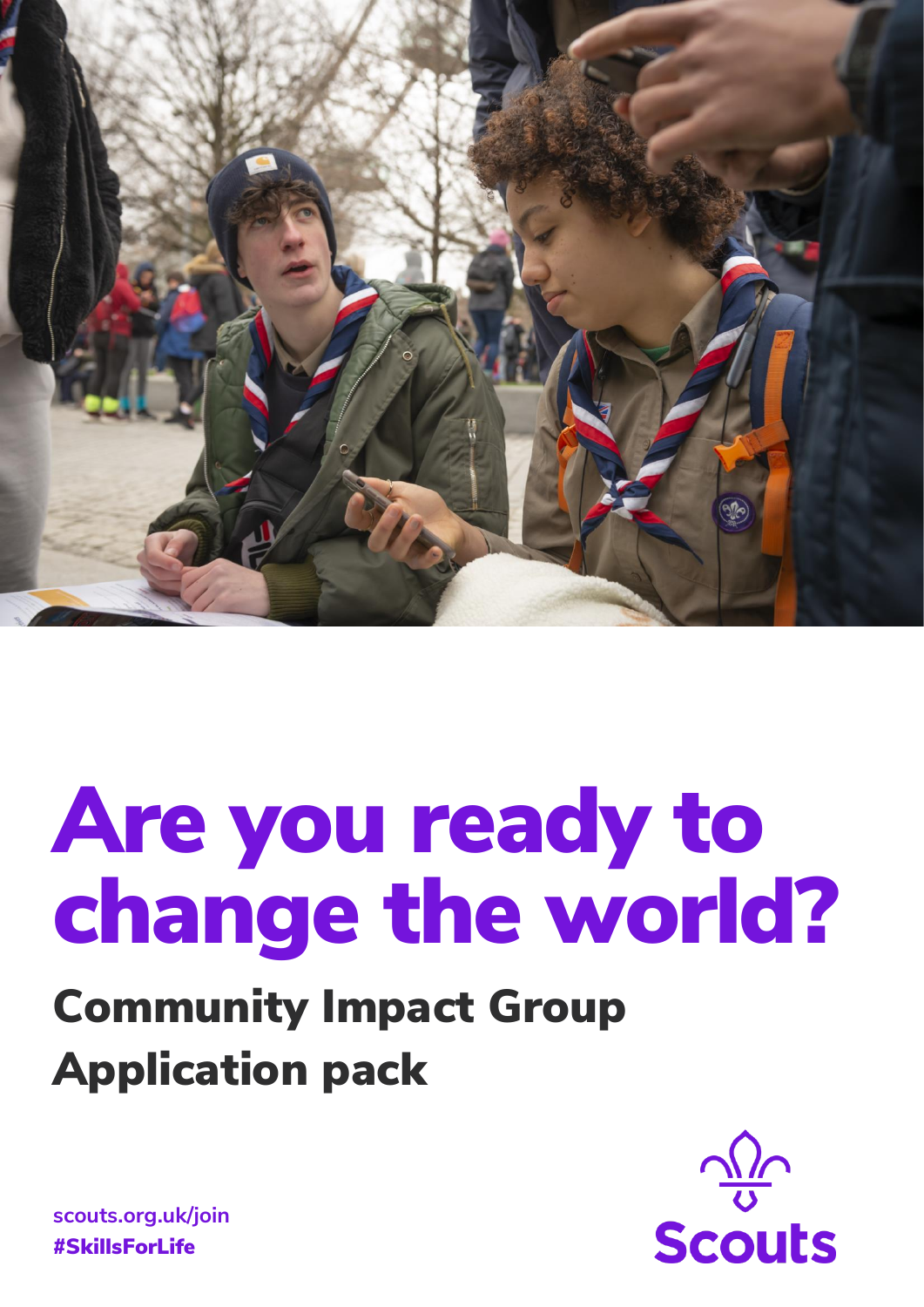# Are you ready to change the world?

## Community Impact Group Application pack

scouts.org.uk/join
#SkillsForLife

Scouts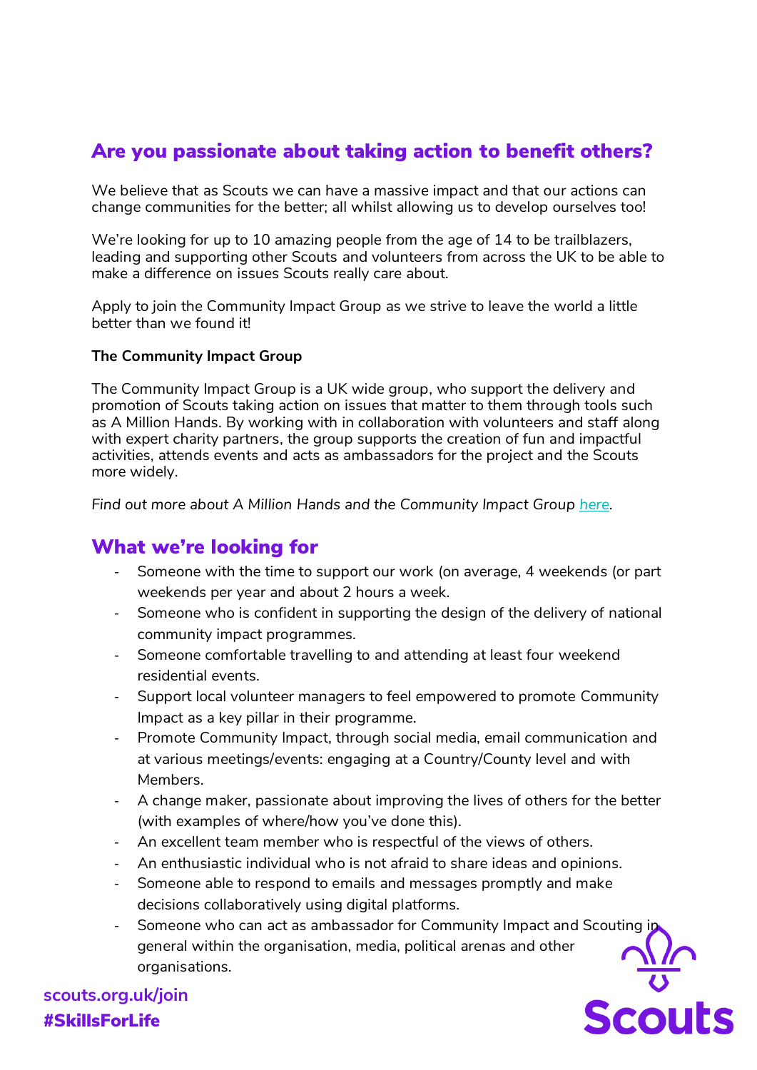## Are you passionate about taking action to benefit others?

We believe that as Scouts we can have a massive impact and that our actions can change communities for the better; all whilst allowing us to develop ourselves too!

We're looking for up to 10 amazing people from the age of 14 to be trailblazers, leading and supporting other Scouts and volunteers from across the UK to be able to make a difference on issues Scouts really care about.

Apply to join the Community Impact Group as we strive to leave the world a little better than we found it!

**The Community Impact Group**

The Community Impact Group is a UK wide group, who support the delivery and promotion of Scouts taking action on issues that matter to them through tools such as A Million Hands. By working with in collaboration with volunteers and staff along with expert charity partners, the group supports the creation of fun and impactful activities, attends events and acts as ambassadors for the project and the Scouts more widely.

*Find out more about A Million Hands and the Community Impact Group [here](#).*

## What we're looking for

- Someone with the time to support our work (on average, 4 weekends (or part weekends per year and about 2 hours a week.
- Someone who is confident in supporting the design of the delivery of national community impact programmes.
- Someone comfortable travelling to and attending at least four weekend residential events.
- Support local volunteer managers to feel empowered to promote Community Impact as a key pillar in their programme.
- Promote Community Impact, through social media, email communication and at various meetings/events: engaging at a Country/County level and with Members.
- A change maker, passionate about improving the lives of others for the better (with examples of where/how you've done this).
- An excellent team member who is respectful of the views of others.
- An enthusiastic individual who is not afraid to share ideas and opinions.
- Someone able to respond to emails and messages promptly and make decisions collaboratively using digital platforms.
- Someone who can act as ambassador for Community Impact and Scouting in general within the organisation, media, political arenas and other organisations.

**scouts.org.uk/join**
**#SkillsForLife**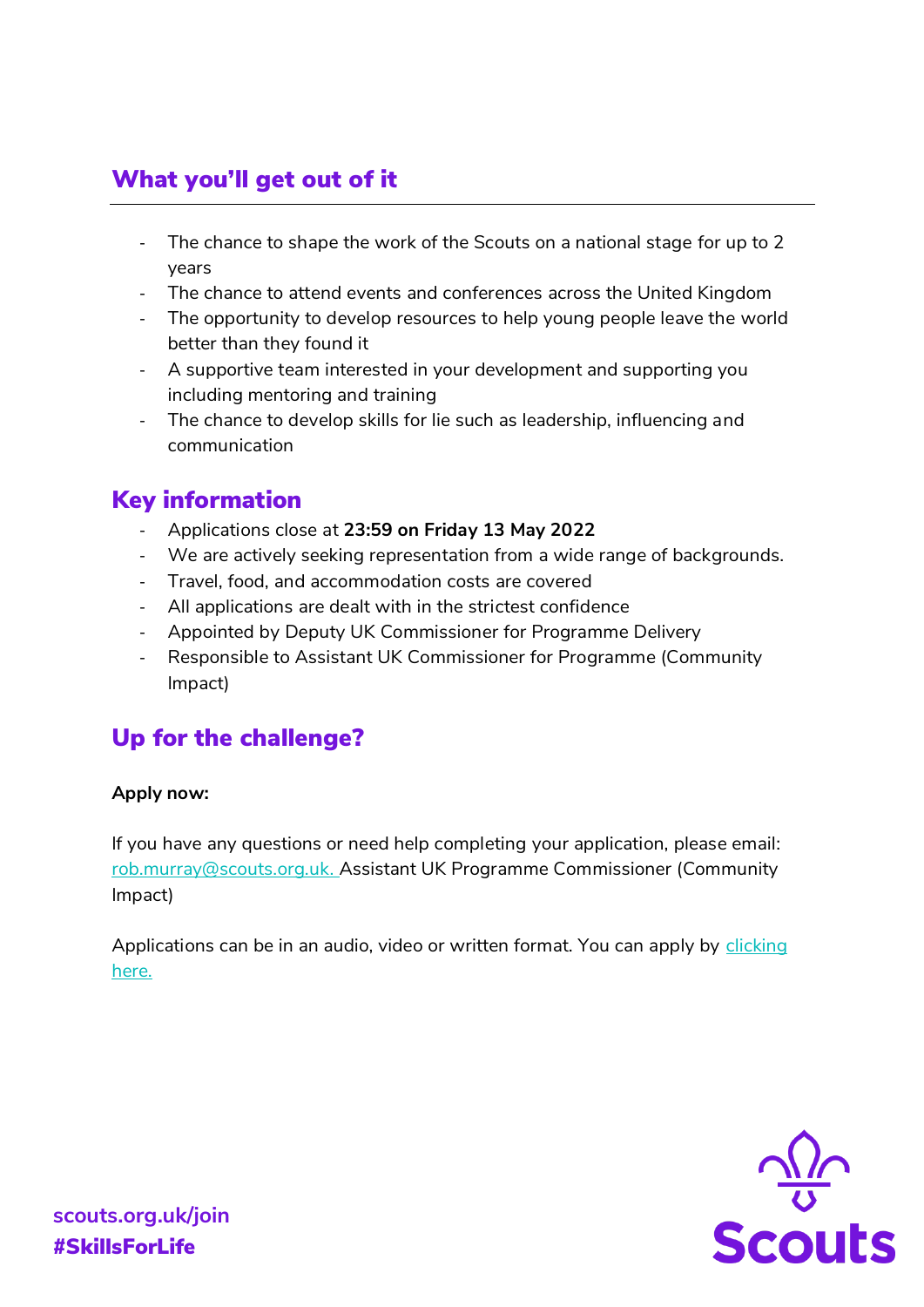## What you'll get out of it

- The chance to shape the work of the Scouts on a national stage for up to 2 years
- The chance to attend events and conferences across the United Kingdom
- The opportunity to develop resources to help young people leave the world better than they found it
- A supportive team interested in your development and supporting you including mentoring and training
- The chance to develop skills for lie such as leadership, influencing and communication

## Key information

- Applications close at **23:59 on Friday 13 May 2022**
- We are actively seeking representation from a wide range of backgrounds.
- Travel, food, and accommodation costs are covered
- All applications are dealt with in the strictest confidence
- Appointed by Deputy UK Commissioner for Programme Delivery
- Responsible to Assistant UK Commissioner for Programme (Community Impact)

## Up for the challenge?

**Apply now:**

If you have any questions or need help completing your application, please email: rob.murray@scouts.org.uk. Assistant UK Programme Commissioner (Community Impact)

Applications can be in an audio, video or written format. You can apply by clicking here.

**scouts.org.uk/join**
**#SkillsForLife**

Scouts